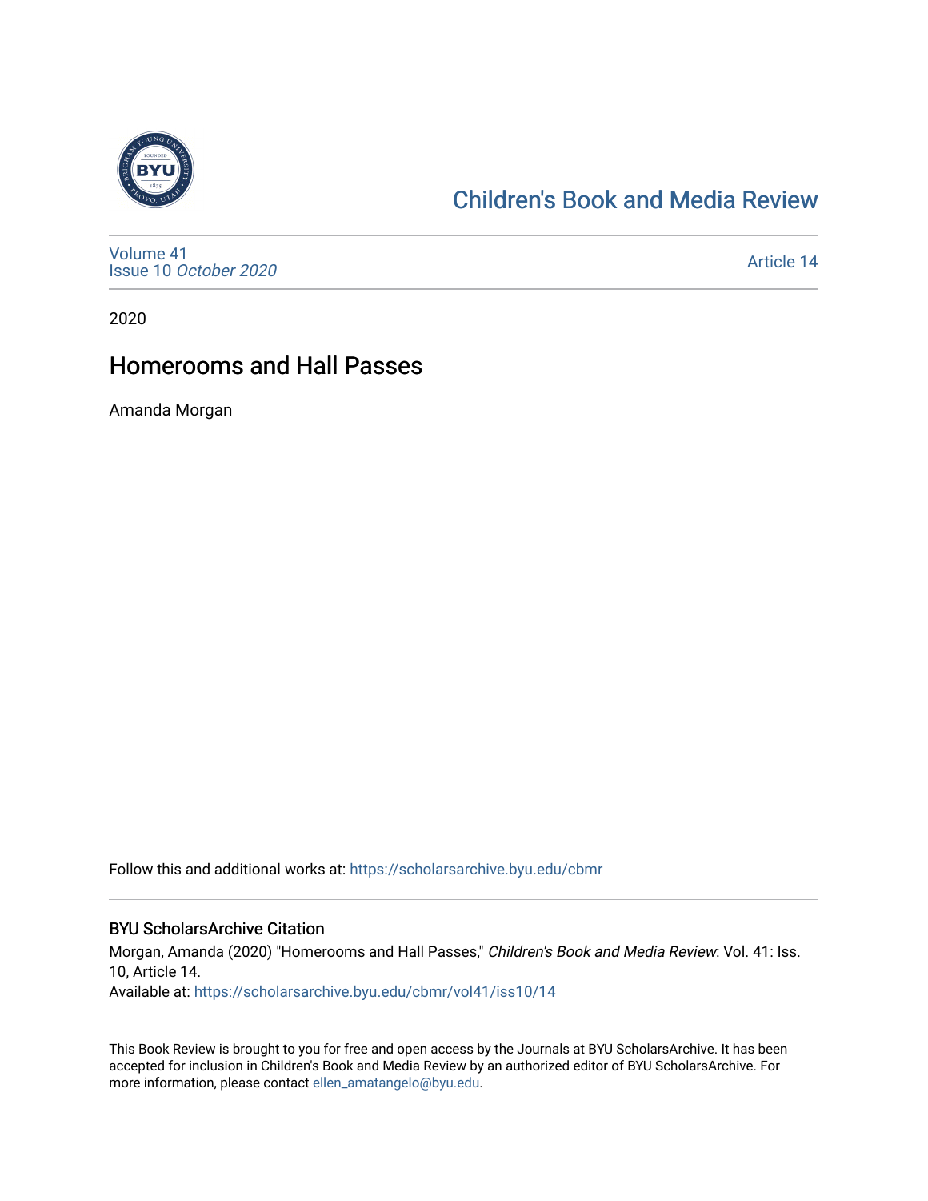Children's Book and Media Review

Volume 41
Issue 10 *October 2020*

Article 14

2020

# Homerooms and Hall Passes

Amanda Morgan

Follow this and additional works at: https://scholarsarchive.byu.edu/cbmr

## BYU ScholarsArchive Citation

Morgan, Amanda (2020) "Homerooms and Hall Passes," *Children's Book and Media Review*: Vol. 41: Iss. 10, Article 14.
Available at: https://scholarsarchive.byu.edu/cbmr/vol41/iss10/14

This Book Review is brought to you for free and open access by the Journals at BYU ScholarsArchive. It has been accepted for inclusion in Children's Book and Media Review by an authorized editor of BYU ScholarsArchive. For more information, please contact ellen_amatangelo@byu.edu.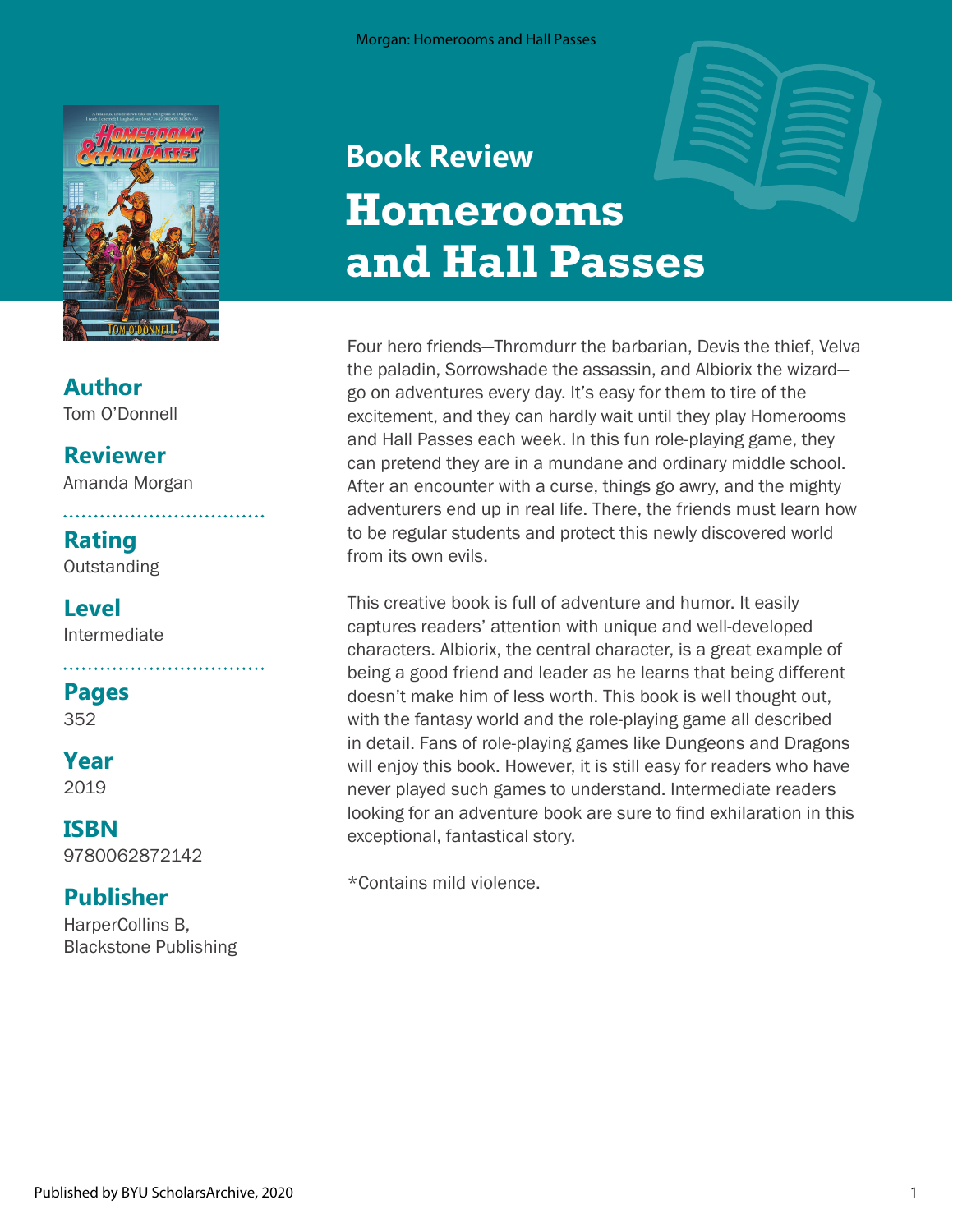# Book Review

## Homerooms and Hall Passes

**Author**
Tom O'Donnell

**Reviewer**
Amanda Morgan

**Rating**
Outstanding

**Level**
Intermediate

**Pages**
352

**Year**
2019

**ISBN**
9780062872142

**Publisher**
HarperCollins B, Blackstone Publishing

Four hero friends—Thromdurr the barbarian, Devis the thief, Velva the paladin, Sorrowshade the assassin, and Albiorix the wizard—go on adventures every day. It's easy for them to tire of the excitement, and they can hardly wait until they play Homerooms and Hall Passes each week. In this fun role-playing game, they can pretend they are in a mundane and ordinary middle school. After an encounter with a curse, things go awry, and the mighty adventurers end up in real life. There, the friends must learn how to be regular students and protect this newly discovered world from its own evils.

This creative book is full of adventure and humor. It easily captures readers' attention with unique and well-developed characters. Albiorix, the central character, is a great example of being a good friend and leader as he learns that being different doesn't make him of less worth. This book is well thought out, with the fantasy world and the role-playing game all described in detail. Fans of role-playing games like Dungeons and Dragons will enjoy this book. However, it is still easy for readers who have never played such games to understand. Intermediate readers looking for an adventure book are sure to find exhilaration in this exceptional, fantastical story.

*Contains mild violence.